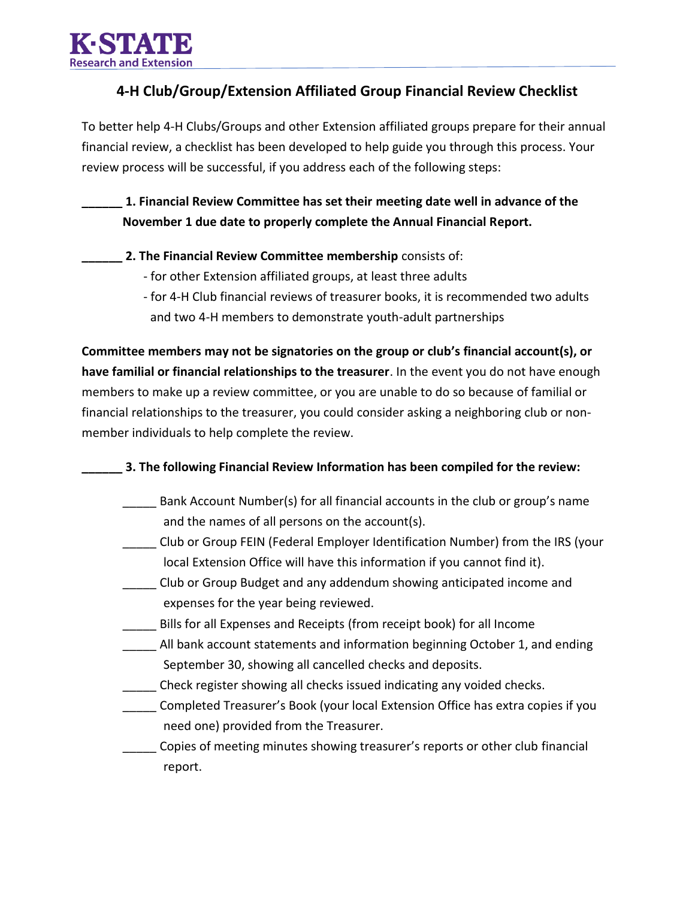K·STATE
Research and Extension

## 4-H Club/Group/Extension Affiliated Group Financial Review Checklist

To better help 4-H Clubs/Groups and other Extension affiliated groups prepare for their annual financial review, a checklist has been developed to help guide you through this process. Your review process will be successful, if you address each of the following steps:

**______ 1. Financial Review Committee has set their meeting date well in advance of the November 1 due date to properly complete the Annual Financial Report.**

**______ 2. The Financial Review Committee membership** consists of:

- for other Extension affiliated groups, at least three adults
- for 4-H Club financial reviews of treasurer books, it is recommended two adults and two 4-H members to demonstrate youth-adult partnerships

**Committee members may not be signatories on the group or club's financial account(s), or have familial or financial relationships to the treasurer**. In the event you do not have enough members to make up a review committee, or you are unable to do so because of familial or financial relationships to the treasurer, you could consider asking a neighboring club or non-member individuals to help complete the review.

**______ 3. The following Financial Review Information has been compiled for the review:**

- _____ Bank Account Number(s) for all financial accounts in the club or group's name and the names of all persons on the account(s).
- _____ Club or Group FEIN (Federal Employer Identification Number) from the IRS (your local Extension Office will have this information if you cannot find it).
- _____ Club or Group Budget and any addendum showing anticipated income and expenses for the year being reviewed.
- _____ Bills for all Expenses and Receipts (from receipt book) for all Income
- _____ All bank account statements and information beginning October 1, and ending September 30, showing all cancelled checks and deposits.
- _____ Check register showing all checks issued indicating any voided checks.
- _____ Completed Treasurer's Book (your local Extension Office has extra copies if you need one) provided from the Treasurer.
- _____ Copies of meeting minutes showing treasurer's reports or other club financial report.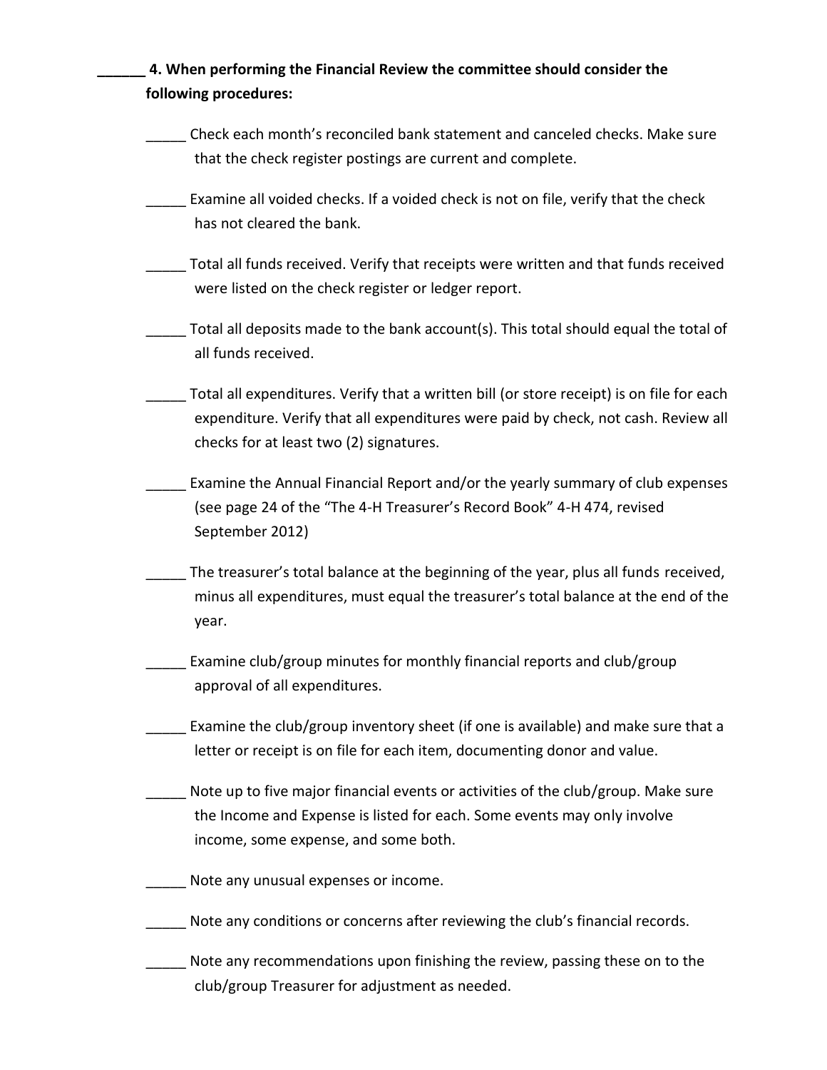______ **4. When performing the Financial Review the committee should consider the following procedures:**

- _____ Check each month's reconciled bank statement and canceled checks. Make sure that the check register postings are current and complete.
- _____ Examine all voided checks. If a voided check is not on file, verify that the check has not cleared the bank.
- _____ Total all funds received. Verify that receipts were written and that funds received were listed on the check register or ledger report.
- _____ Total all deposits made to the bank account(s). This total should equal the total of all funds received.
- _____ Total all expenditures. Verify that a written bill (or store receipt) is on file for each expenditure. Verify that all expenditures were paid by check, not cash. Review all checks for at least two (2) signatures.
- _____ Examine the Annual Financial Report and/or the yearly summary of club expenses (see page 24 of the "The 4-H Treasurer's Record Book" 4-H 474, revised September 2012)
- _____ The treasurer's total balance at the beginning of the year, plus all funds received, minus all expenditures, must equal the treasurer's total balance at the end of the year.
- _____ Examine club/group minutes for monthly financial reports and club/group approval of all expenditures.
- _____ Examine the club/group inventory sheet (if one is available) and make sure that a letter or receipt is on file for each item, documenting donor and value.
- _____ Note up to five major financial events or activities of the club/group. Make sure the Income and Expense is listed for each. Some events may only involve income, some expense, and some both.
- _____ Note any unusual expenses or income.
- _____ Note any conditions or concerns after reviewing the club's financial records.
- _____ Note any recommendations upon finishing the review, passing these on to the club/group Treasurer for adjustment as needed.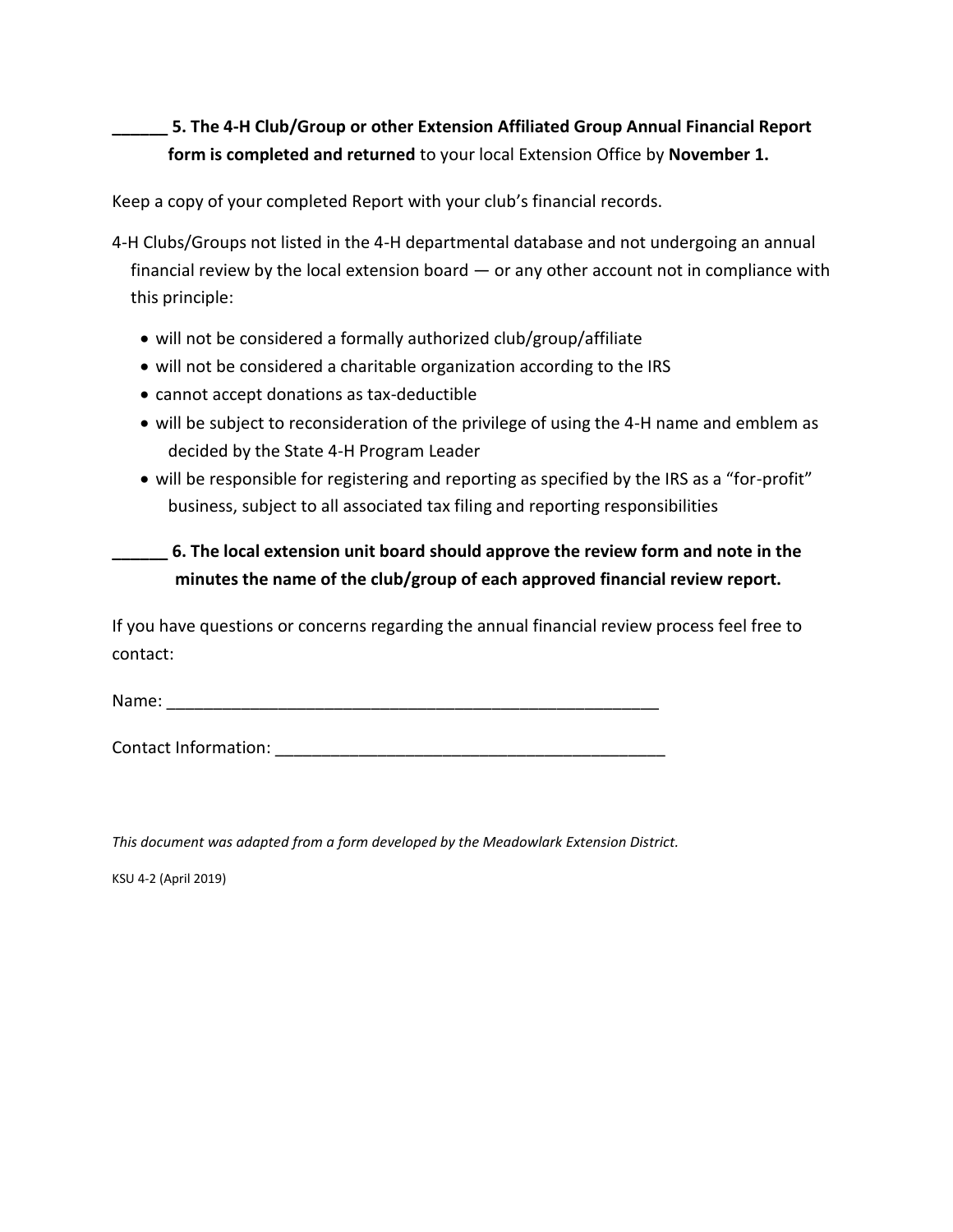______ **5. The 4-H Club/Group or other Extension Affiliated Group Annual Financial Report form is completed and returned** to your local Extension Office by **November 1.**

Keep a copy of your completed Report with your club's financial records.

4-H Clubs/Groups not listed in the 4-H departmental database and not undergoing an annual financial review by the local extension board — or any other account not in compliance with this principle:

- will not be considered a formally authorized club/group/affiliate
- will not be considered a charitable organization according to the IRS
- cannot accept donations as tax-deductible
- will be subject to reconsideration of the privilege of using the 4-H name and emblem as decided by the State 4-H Program Leader
- will be responsible for registering and reporting as specified by the IRS as a "for-profit" business, subject to all associated tax filing and reporting responsibilities

______ **6. The local extension unit board should approve the review form and note in the minutes the name of the club/group of each approved financial review report.**

If you have questions or concerns regarding the annual financial review process feel free to contact:

Name: ______________________________________________________

Contact Information: __________________________________________

*This document was adapted from a form developed by the Meadowlark Extension District.*

KSU 4-2 (April 2019)